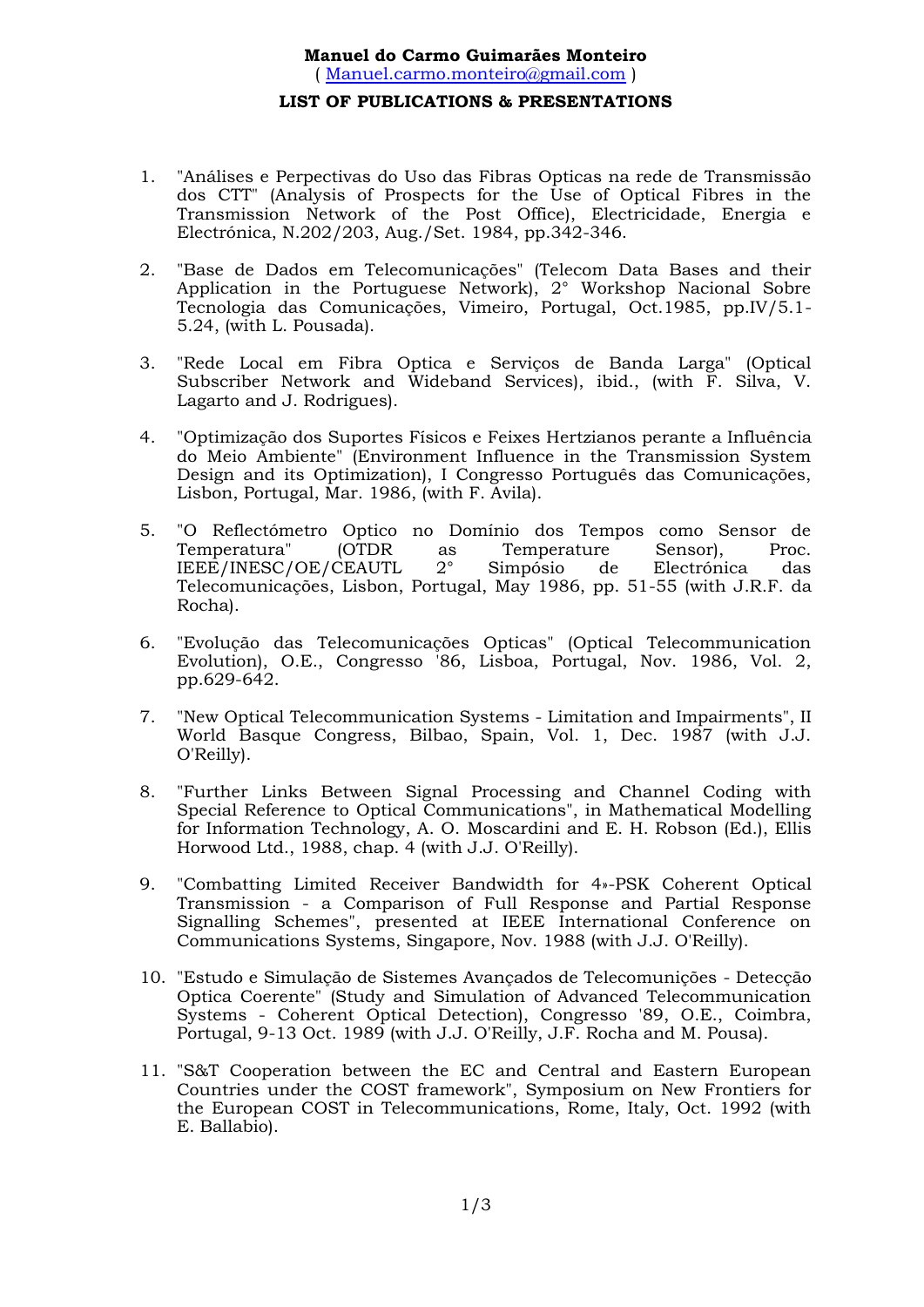**Manuel do Carmo Guimarães Monteiro**
( Manuel.carmo.monteiro@gmail.com )

**LIST OF PUBLICATIONS & PRESENTATIONS**

1. "Análises e Perpectivas do Uso das Fibras Opticas na rede de Transmissão dos CTT" (Analysis of Prospects for the Use of Optical Fibres in the Transmission Network of the Post Office), Electricidade, Energia e Electrónica, N.202/203, Aug./Set. 1984, pp.342-346.

2. "Base de Dados em Telecomunicações" (Telecom Data Bases and their Application in the Portuguese Network), 2° Workshop Nacional Sobre Tecnologia das Comunicações, Vimeiro, Portugal, Oct.1985, pp.IV/5.1-5.24, (with L. Pousada).

3. "Rede Local em Fibra Optica e Serviços de Banda Larga" (Optical Subscriber Network and Wideband Services), ibid., (with F. Silva, V. Lagarto and J. Rodrigues).

4. "Optimização dos Suportes Físicos e Feixes Hertzianos perante a Influência do Meio Ambiente" (Environment Influence in the Transmission System Design and its Optimization), I Congresso Português das Comunicações, Lisbon, Portugal, Mar. 1986, (with F. Avila).

5. "O Reflectómetro Optico no Domínio dos Tempos como Sensor de Temperatura" (OTDR as Temperature Sensor), Proc. IEEE/INESC/OE/CEAUTL 2° Simpósio de Electrónica das Telecomunicações, Lisbon, Portugal, May 1986, pp. 51-55 (with J.R.F. da Rocha).

6. "Evolução das Telecomunicações Opticas" (Optical Telecommunication Evolution), O.E., Congresso '86, Lisboa, Portugal, Nov. 1986, Vol. 2, pp.629-642.

7. "New Optical Telecommunication Systems - Limitation and Impairments", II World Basque Congress, Bilbao, Spain, Vol. 1, Dec. 1987 (with J.J. O'Reilly).

8. "Further Links Between Signal Processing and Channel Coding with Special Reference to Optical Communications", in Mathematical Modelling for Information Technology, A. O. Moscardini and E. H. Robson (Ed.), Ellis Horwood Ltd., 1988, chap. 4 (with J.J. O'Reilly).

9. "Combatting Limited Receiver Bandwidth for 4»-PSK Coherent Optical Transmission - a Comparison of Full Response and Partial Response Signalling Schemes", presented at IEEE International Conference on Communications Systems, Singapore, Nov. 1988 (with J.J. O'Reilly).

10. "Estudo e Simulação de Sistemes Avançados de Telecomunições - Detecção Optica Coerente" (Study and Simulation of Advanced Telecommunication Systems - Coherent Optical Detection), Congresso '89, O.E., Coimbra, Portugal, 9-13 Oct. 1989 (with J.J. O'Reilly, J.F. Rocha and M. Pousa).

11. "S&T Cooperation between the EC and Central and Eastern European Countries under the COST framework", Symposium on New Frontiers for the European COST in Telecommunications, Rome, Italy, Oct. 1992 (with E. Ballabio).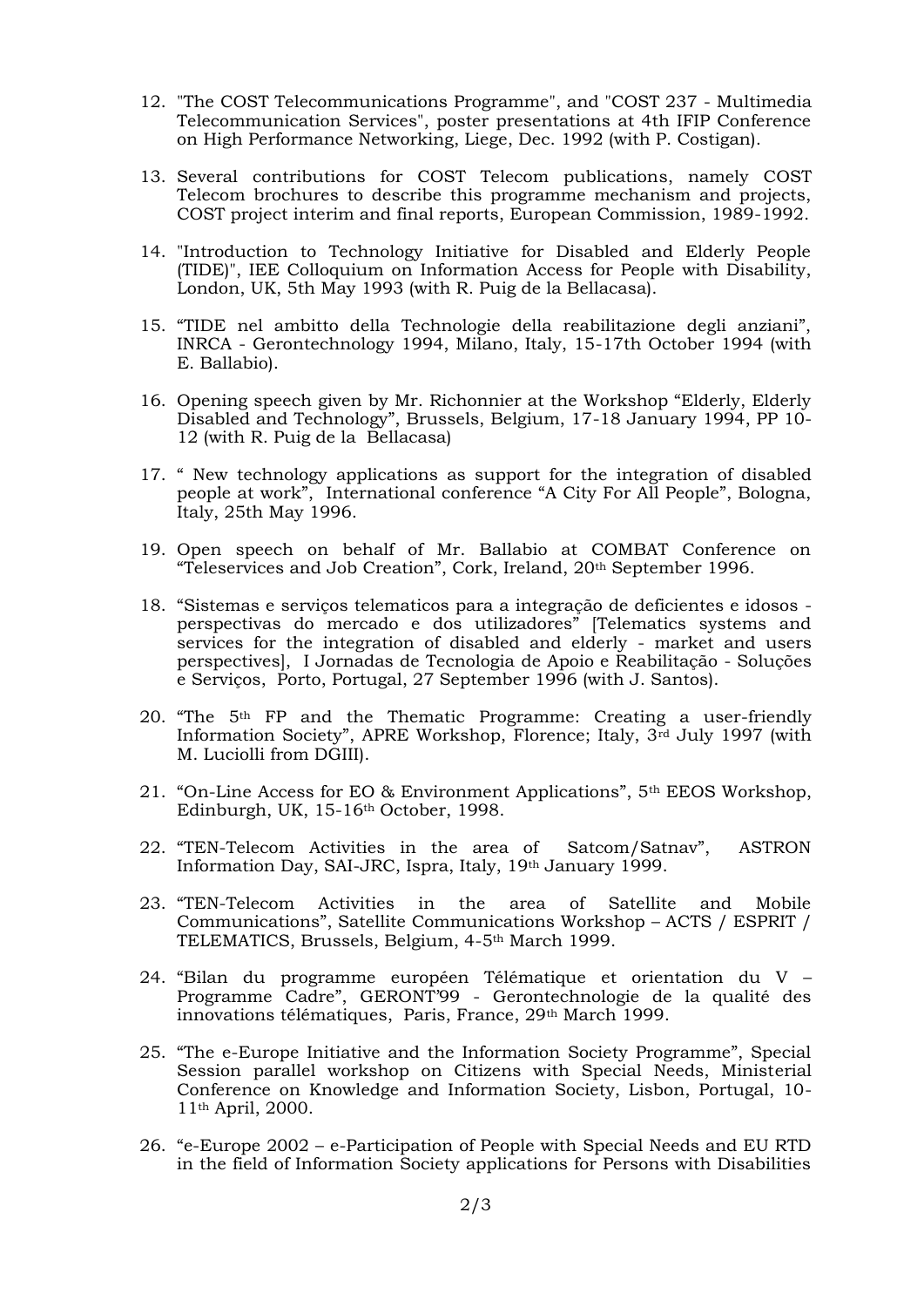12. "The COST Telecommunications Programme", and "COST 237 - Multimedia Telecommunication Services", poster presentations at 4th IFIP Conference on High Performance Networking, Liege, Dec. 1992 (with P. Costigan).

13. Several contributions for COST Telecom publications, namely COST Telecom brochures to describe this programme mechanism and projects, COST project interim and final reports, European Commission, 1989-1992.

14. "Introduction to Technology Initiative for Disabled and Elderly People (TIDE)", IEE Colloquium on Information Access for People with Disability, London, UK, 5th May 1993 (with R. Puig de la Bellacasa).

15. "TIDE nel ambitto della Technologie della reabilitazione degli anziani", INRCA - Gerontechnology 1994, Milano, Italy, 15-17th October 1994 (with E. Ballabio).

16. Opening speech given by Mr. Richonnier at the Workshop "Elderly, Elderly Disabled and Technology", Brussels, Belgium, 17-18 January 1994, PP 10-12 (with R. Puig de la Bellacasa)

17. " New technology applications as support for the integration of disabled people at work", International conference "A City For All People", Bologna, Italy, 25th May 1996.

19. Open speech on behalf of Mr. Ballabio at COMBAT Conference on "Teleservices and Job Creation", Cork, Ireland, 20th September 1996.

18. "Sistemas e serviços telematicos para a integração de deficientes e idosos - perspectivas do mercado e dos utilizadores" [Telematics systems and services for the integration of disabled and elderly - market and users perspectives], I Jornadas de Tecnologia de Apoio e Reabilitação - Soluções e Serviços, Porto, Portugal, 27 September 1996 (with J. Santos).

20. "The 5th FP and the Thematic Programme: Creating a user-friendly Information Society", APRE Workshop, Florence; Italy, 3rd July 1997 (with M. Luciolli from DGIII).

21. "On-Line Access for EO & Environment Applications", 5th EEOS Workshop, Edinburgh, UK, 15-16th October, 1998.

22. "TEN-Telecom Activities in the area of Satcom/Satnav", ASTRON Information Day, SAI-JRC, Ispra, Italy, 19th January 1999.

23. "TEN-Telecom Activities in the area of Satellite and Mobile Communications", Satellite Communications Workshop – ACTS / ESPRIT / TELEMATICS, Brussels, Belgium, 4-5th March 1999.

24. "Bilan du programme européen Télématique et orientation du V – Programme Cadre", GERONT'99 - Gerontechnologie de la qualité des innovations télématiques, Paris, France, 29th March 1999.

25. "The e-Europe Initiative and the Information Society Programme", Special Session parallel workshop on Citizens with Special Needs, Ministerial Conference on Knowledge and Information Society, Lisbon, Portugal, 10-11th April, 2000.

26. "e-Europe 2002 – e-Participation of People with Special Needs and EU RTD in the field of Information Society applications for Persons with Disabilities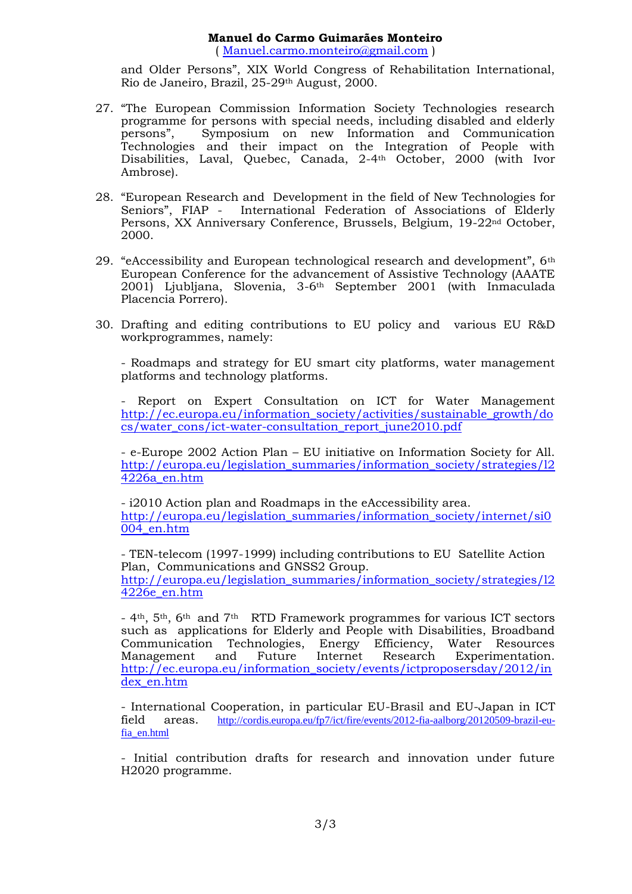and Older Persons", XIX World Congress of Rehabilitation International, Rio de Janeiro, Brazil, 25-29th August, 2000.

27. "The European Commission Information Society Technologies research programme for persons with special needs, including disabled and elderly persons", Symposium on new Information and Communication Technologies and their impact on the Integration of People with Disabilities, Laval, Quebec, Canada, 2-4th October, 2000 (with Ivor Ambrose).

28. "European Research and Development in the field of New Technologies for Seniors", FIAP - International Federation of Associations of Elderly Persons, XX Anniversary Conference, Brussels, Belgium, 19-22nd October, 2000.

29. "eAccessibility and European technological research and development", 6th European Conference for the advancement of Assistive Technology (AAATE 2001) Ljubljana, Slovenia, 3-6th September 2001 (with Inmaculada Placencia Porrero).

30. Drafting and editing contributions to EU policy and various EU R&D workprogrammes, namely:

    - Roadmaps and strategy for EU smart city platforms, water management platforms and technology platforms.

    - Report on Expert Consultation on ICT for Water Management http://ec.europa.eu/information_society/activities/sustainable_growth/docs/water_cons/ict-water-consultation_report_june2010.pdf

    - e-Europe 2002 Action Plan – EU initiative on Information Society for All. http://europa.eu/legislation_summaries/information_society/strategies/l24226a_en.htm

    - i2010 Action plan and Roadmaps in the eAccessibility area. http://europa.eu/legislation_summaries/information_society/internet/si0004_en.htm

    - TEN-telecom (1997-1999) including contributions to EU Satellite Action Plan, Communications and GNSS2 Group. http://europa.eu/legislation_summaries/information_society/strategies/l24226e_en.htm

    - 4th, 5th, 6th and 7th RTD Framework programmes for various ICT sectors such as applications for Elderly and People with Disabilities, Broadband Communication Technologies, Energy Efficiency, Water Resources Management and Future Internet Research Experimentation. http://ec.europa.eu/information_society/events/ictproposersday/2012/index_en.htm

    - International Cooperation, in particular EU-Brasil and EU-Japan in ICT field areas. http://cordis.europa.eu/fp7/ict/fire/events/2012-fia-aalborg/20120509-brazil-eu-fia_en.html

    - Initial contribution drafts for research and innovation under future H2020 programme.